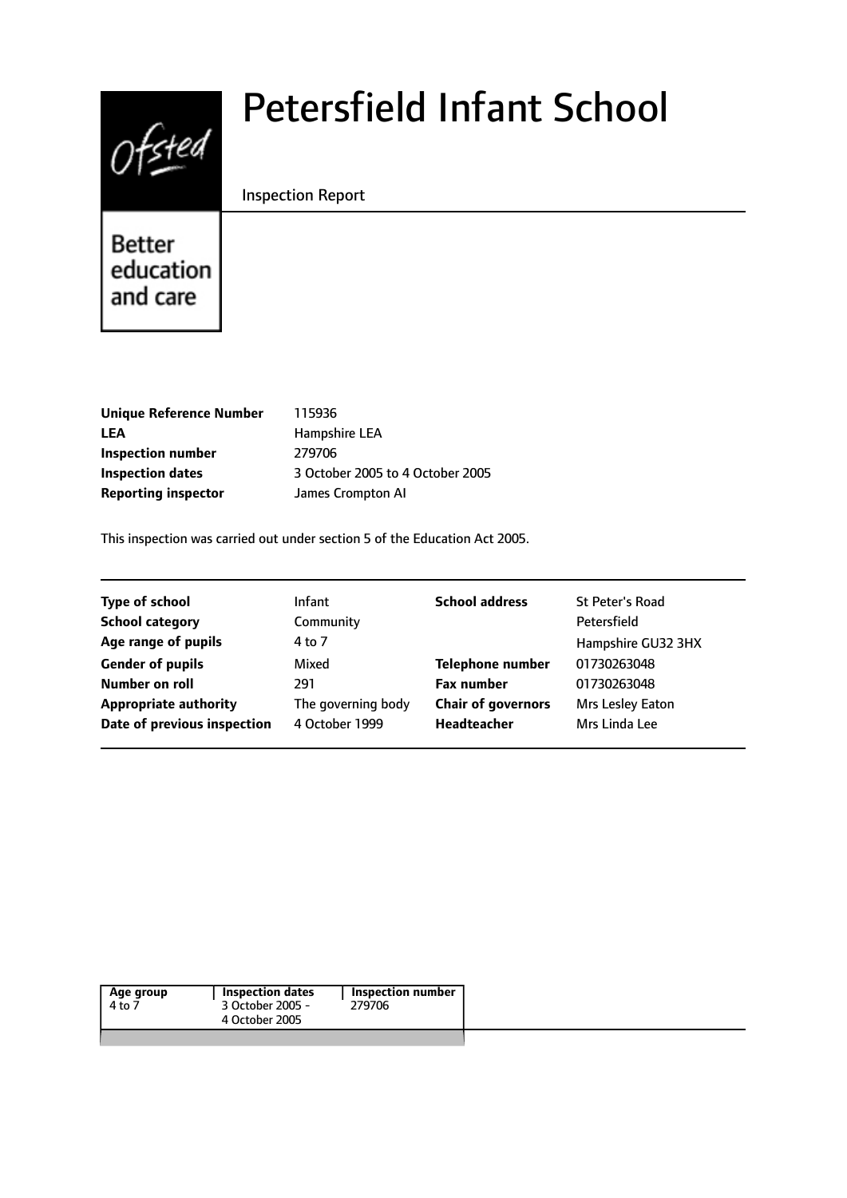# Petersfield Infant School

Inspection Report

Better education and care

| | |
|---|---|
| **Unique Reference Number** | 115936 |
| **LEA** | Hampshire LEA |
| **Inspection number** | 279706 |
| **Inspection dates** | 3 October 2005 to 4 October 2005 |
| **Reporting inspector** | James Crompton AI |

This inspection was carried out under section 5 of the Education Act 2005.

| | | | |
|---|---|---|---|
| **Type of school** | Infant | **School address** | St Peter's Road |
| **School category** | Community | | Petersfield |
| **Age range of pupils** | 4 to 7 | | Hampshire GU32 3HX |
| **Gender of pupils** | Mixed | **Telephone number** | 01730263048 |
| **Number on roll** | 291 | **Fax number** | 01730263048 |
| **Appropriate authority** | The governing body | **Chair of governors** | Mrs Lesley Eaton |
| **Date of previous inspection** | 4 October 1999 | **Headteacher** | Mrs Linda Lee |

| Age group | Inspection dates | Inspection number |
|---|---|---|
| 4 to 7 | 3 October 2005 - 4 October 2005 | 279706 |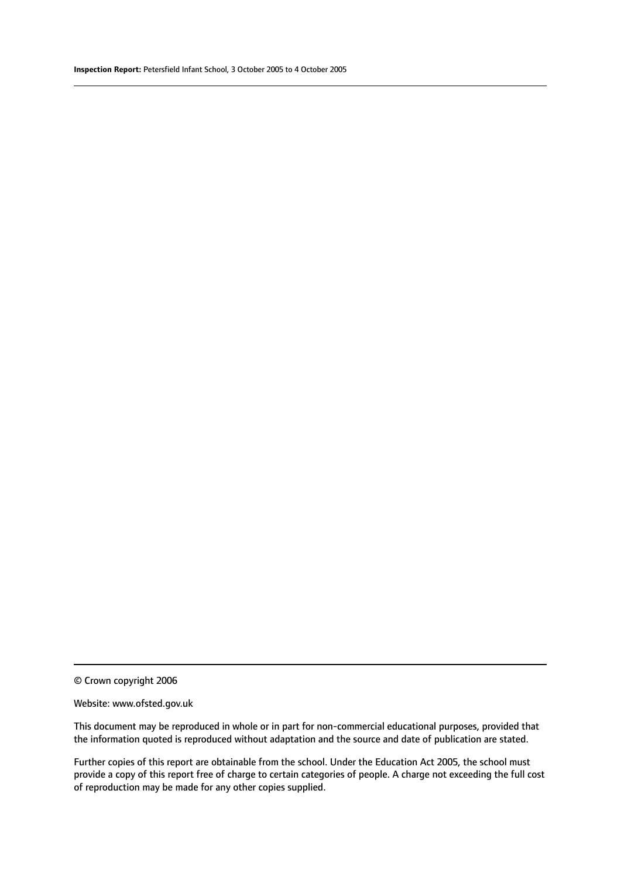© Crown copyright 2006

Website: www.ofsted.gov.uk

This document may be reproduced in whole or in part for non-commercial educational purposes, provided that the information quoted is reproduced without adaptation and the source and date of publication are stated.

Further copies of this report are obtainable from the school. Under the Education Act 2005, the school must provide a copy of this report free of charge to certain categories of people. A charge not exceeding the full cost of reproduction may be made for any other copies supplied.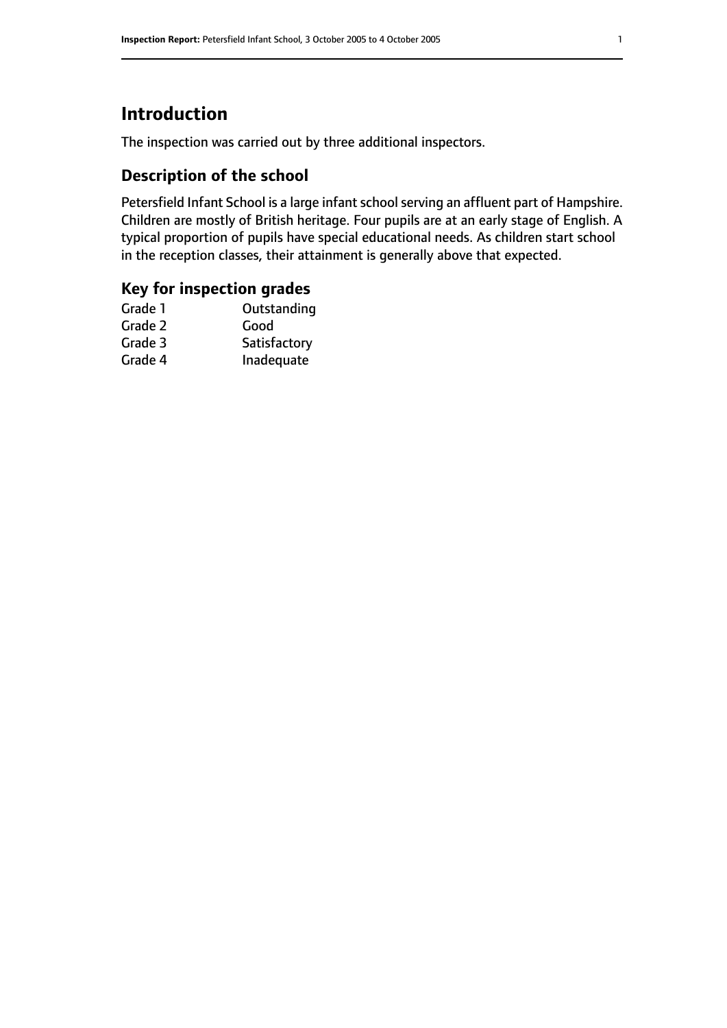# Introduction

The inspection was carried out by three additional inspectors.

## Description of the school

Petersfield Infant School is a large infant school serving an affluent part of Hampshire. Children are mostly of British heritage. Four pupils are at an early stage of English. A typical proportion of pupils have special educational needs. As children start school in the reception classes, their attainment is generally above that expected.

## Key for inspection grades

| | |
|---|---|
| Grade 1 | Outstanding |
| Grade 2 | Good |
| Grade 3 | Satisfactory |
| Grade 4 | Inadequate |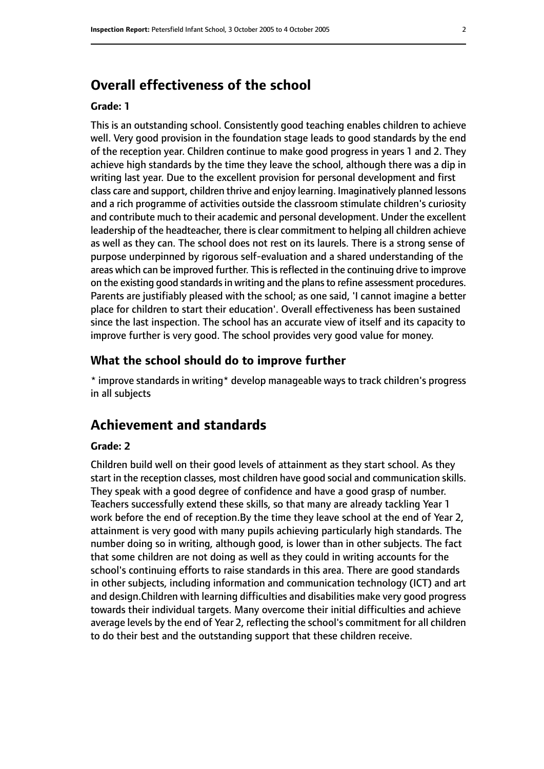## Overall effectiveness of the school

#### Grade: 1

This is an outstanding school. Consistently good teaching enables children to achieve well. Very good provision in the foundation stage leads to good standards by the end of the reception year. Children continue to make good progress in years 1 and 2. They achieve high standards by the time they leave the school, although there was a dip in writing last year. Due to the excellent provision for personal development and first class care and support, children thrive and enjoy learning. Imaginatively planned lessons and a rich programme of activities outside the classroom stimulate children's curiosity and contribute much to their academic and personal development. Under the excellent leadership of the headteacher, there is clear commitment to helping all children achieve as well as they can. The school does not rest on its laurels. There is a strong sense of purpose underpinned by rigorous self-evaluation and a shared understanding of the areas which can be improved further. This is reflected in the continuing drive to improve on the existing good standards in writing and the plans to refine assessment procedures. Parents are justifiably pleased with the school; as one said, 'I cannot imagine a better place for children to start their education'. Overall effectiveness has been sustained since the last inspection. The school has an accurate view of itself and its capacity to improve further is very good. The school provides very good value for money.

### What the school should do to improve further

* improve standards in writing* develop manageable ways to track children's progress in all subjects

## Achievement and standards

#### Grade: 2

Children build well on their good levels of attainment as they start school. As they start in the reception classes, most children have good social and communication skills. They speak with a good degree of confidence and have a good grasp of number. Teachers successfully extend these skills, so that many are already tackling Year 1 work before the end of reception.By the time they leave school at the end of Year 2, attainment is very good with many pupils achieving particularly high standards. The number doing so in writing, although good, is lower than in other subjects. The fact that some children are not doing as well as they could in writing accounts for the school's continuing efforts to raise standards in this area. There are good standards in other subjects, including information and communication technology (ICT) and art and design.Children with learning difficulties and disabilities make very good progress towards their individual targets. Many overcome their initial difficulties and achieve average levels by the end of Year 2, reflecting the school's commitment for all children to do their best and the outstanding support that these children receive.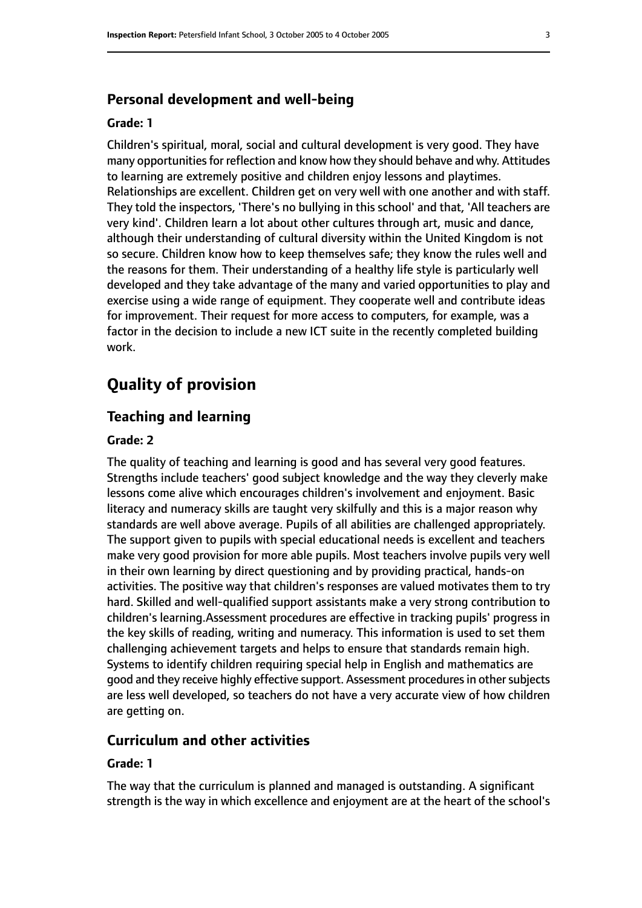### Personal development and well-being

#### Grade: 1

Children's spiritual, moral, social and cultural development is very good. They have many opportunities for reflection and know how they should behave and why. Attitudes to learning are extremely positive and children enjoy lessons and playtimes. Relationships are excellent. Children get on very well with one another and with staff. They told the inspectors, 'There's no bullying in this school' and that, 'All teachers are very kind'. Children learn a lot about other cultures through art, music and dance, although their understanding of cultural diversity within the United Kingdom is not so secure. Children know how to keep themselves safe; they know the rules well and the reasons for them. Their understanding of a healthy life style is particularly well developed and they take advantage of the many and varied opportunities to play and exercise using a wide range of equipment. They cooperate well and contribute ideas for improvement. Their request for more access to computers, for example, was a factor in the decision to include a new ICT suite in the recently completed building work.

## Quality of provision

### Teaching and learning

#### Grade: 2

The quality of teaching and learning is good and has several very good features. Strengths include teachers' good subject knowledge and the way they cleverly make lessons come alive which encourages children's involvement and enjoyment. Basic literacy and numeracy skills are taught very skilfully and this is a major reason why standards are well above average. Pupils of all abilities are challenged appropriately. The support given to pupils with special educational needs is excellent and teachers make very good provision for more able pupils. Most teachers involve pupils very well in their own learning by direct questioning and by providing practical, hands-on activities. The positive way that children's responses are valued motivates them to try hard. Skilled and well-qualified support assistants make a very strong contribution to children's learning.Assessment procedures are effective in tracking pupils' progress in the key skills of reading, writing and numeracy. This information is used to set them challenging achievement targets and helps to ensure that standards remain high. Systems to identify children requiring special help in English and mathematics are good and they receive highly effective support. Assessment procedures in other subjects are less well developed, so teachers do not have a very accurate view of how children are getting on.

### Curriculum and other activities

#### Grade: 1

The way that the curriculum is planned and managed is outstanding. A significant strength is the way in which excellence and enjoyment are at the heart of the school's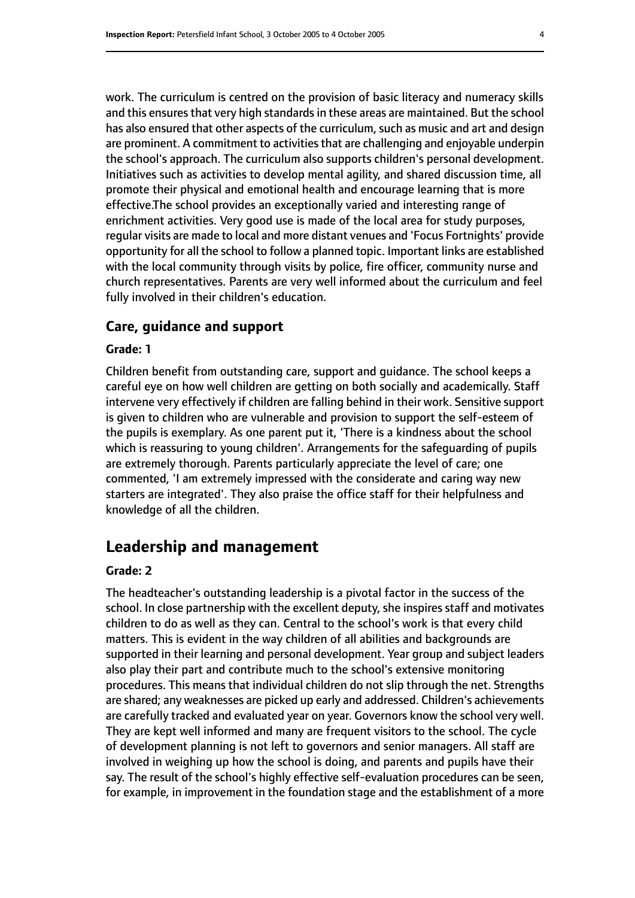work. The curriculum is centred on the provision of basic literacy and numeracy skills and this ensures that very high standards in these areas are maintained. But the school has also ensured that other aspects of the curriculum, such as music and art and design are prominent. A commitment to activities that are challenging and enjoyable underpin the school's approach. The curriculum also supports children's personal development. Initiatives such as activities to develop mental agility, and shared discussion time, all promote their physical and emotional health and encourage learning that is more effective.The school provides an exceptionally varied and interesting range of enrichment activities. Very good use is made of the local area for study purposes, regular visits are made to local and more distant venues and 'Focus Fortnights' provide opportunity for all the school to follow a planned topic. Important links are established with the local community through visits by police, fire officer, community nurse and church representatives. Parents are very well informed about the curriculum and feel fully involved in their children's education.

### Care, guidance and support

#### Grade: 1

Children benefit from outstanding care, support and guidance. The school keeps a careful eye on how well children are getting on both socially and academically. Staff intervene very effectively if children are falling behind in their work. Sensitive support is given to children who are vulnerable and provision to support the self-esteem of the pupils is exemplary. As one parent put it, 'There is a kindness about the school which is reassuring to young children'. Arrangements for the safeguarding of pupils are extremely thorough. Parents particularly appreciate the level of care; one commented, 'I am extremely impressed with the considerate and caring way new starters are integrated'. They also praise the office staff for their helpfulness and knowledge of all the children.

## Leadership and management

#### Grade: 2

The headteacher's outstanding leadership is a pivotal factor in the success of the school. In close partnership with the excellent deputy, she inspires staff and motivates children to do as well as they can. Central to the school's work is that every child matters. This is evident in the way children of all abilities and backgrounds are supported in their learning and personal development. Year group and subject leaders also play their part and contribute much to the school's extensive monitoring procedures. This means that individual children do not slip through the net. Strengths are shared; any weaknesses are picked up early and addressed. Children's achievements are carefully tracked and evaluated year on year. Governors know the school very well. They are kept well informed and many are frequent visitors to the school. The cycle of development planning is not left to governors and senior managers. All staff are involved in weighing up how the school is doing, and parents and pupils have their say. The result of the school's highly effective self-evaluation procedures can be seen, for example, in improvement in the foundation stage and the establishment of a more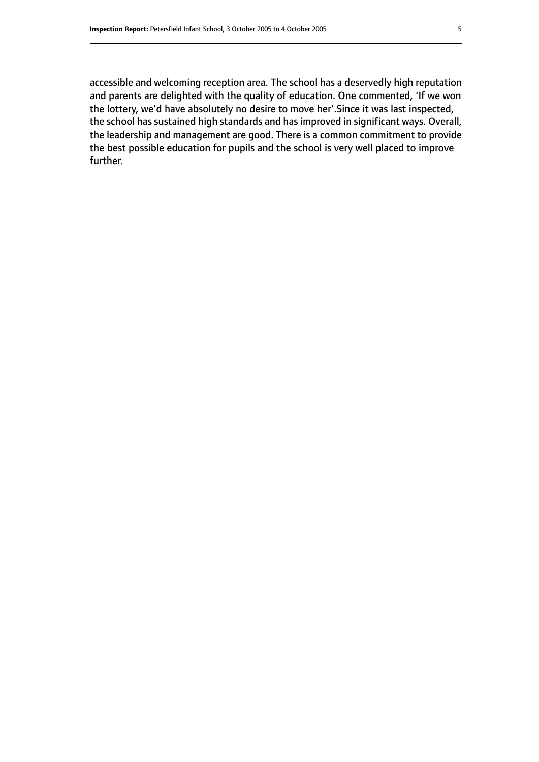accessible and welcoming reception area. The school has a deservedly high reputation and parents are delighted with the quality of education. One commented, 'If we won the lottery, we'd have absolutely no desire to move her'.Since it was last inspected, the school has sustained high standards and has improved in significant ways. Overall, the leadership and management are good. There is a common commitment to provide the best possible education for pupils and the school is very well placed to improve further.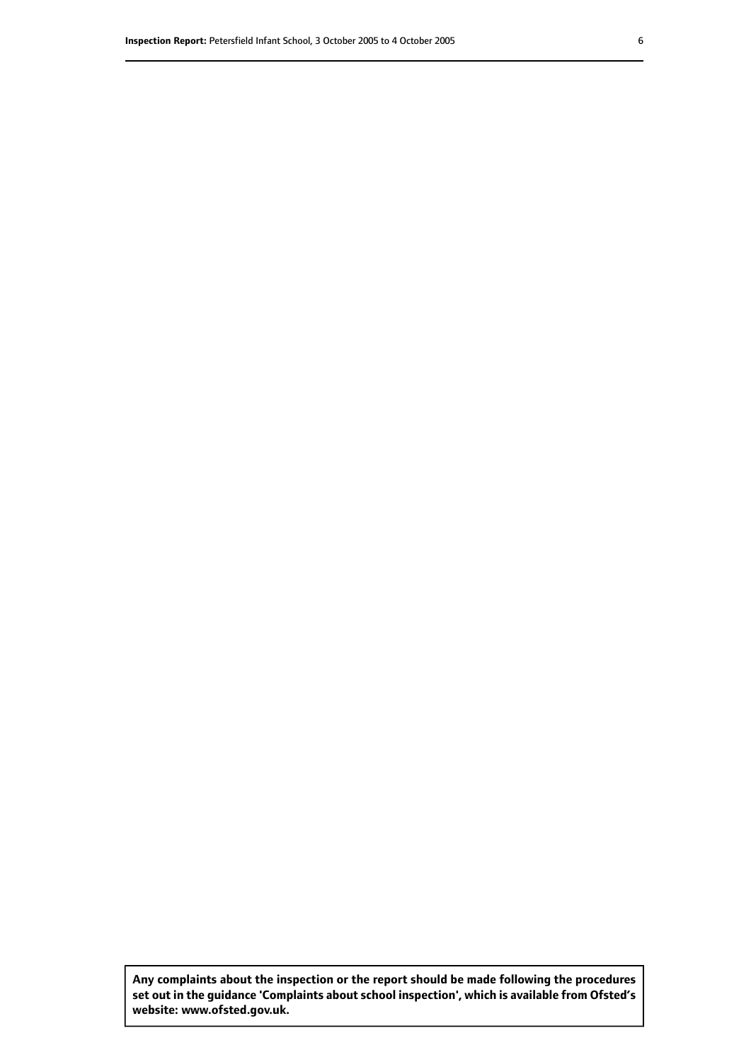**Any complaints about the inspection or the report should be made following the procedures set out in the guidance 'Complaints about school inspection', which is available from Ofsted's website: www.ofsted.gov.uk.**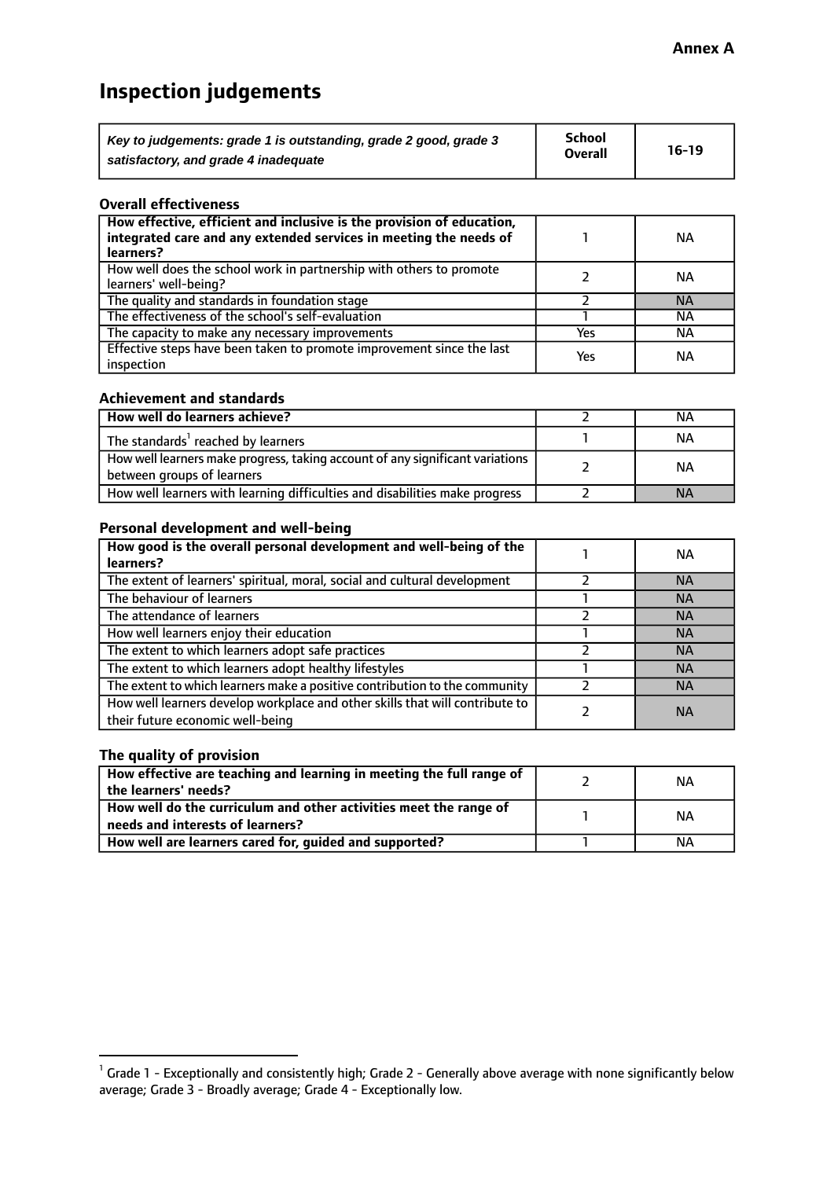**Annex A**

# Inspection judgements

| *Key to judgements: grade 1 is outstanding, grade 2 good, grade 3 satisfactory, and grade 4 inadequate* | School Overall | 16-19 |
|---|---|---|

### Overall effectiveness

| | | |
|---|---|---|
| **How effective, efficient and inclusive is the provision of education, integrated care and any extended services in meeting the needs of learners?** | 1 | NA |
| How well does the school work in partnership with others to promote learners' well-being? | 2 | NA |
| The quality and standards in foundation stage | 2 | NA |
| The effectiveness of the school's self-evaluation | 1 | NA |
| The capacity to make any necessary improvements | Yes | NA |
| Effective steps have been taken to promote improvement since the last inspection | Yes | NA |

### Achievement and standards

| | | |
|---|---|---|
| **How well do learners achieve?** | 2 | NA |
| The standards[1] reached by learners | 1 | NA |
| How well learners make progress, taking account of any significant variations between groups of learners | 2 | NA |
| How well learners with learning difficulties and disabilities make progress | 2 | NA |

### Personal development and well-being

| | | |
|---|---|---|
| **How good is the overall personal development and well-being of the learners?** | 1 | NA |
| The extent of learners' spiritual, moral, social and cultural development | 2 | NA |
| The behaviour of learners | 1 | NA |
| The attendance of learners | 2 | NA |
| How well learners enjoy their education | 1 | NA |
| The extent to which learners adopt safe practices | 2 | NA |
| The extent to which learners adopt healthy lifestyles | 1 | NA |
| The extent to which learners make a positive contribution to the community | 2 | NA |
| How well learners develop workplace and other skills that will contribute to their future economic well-being | 2 | NA |

### The quality of provision

| | | |
|---|---|---|
| **How effective are teaching and learning in meeting the full range of the learners' needs?** | 2 | NA |
| **How well do the curriculum and other activities meet the range of needs and interests of learners?** | 1 | NA |
| **How well are learners cared for, guided and supported?** | 1 | NA |

[1] Grade 1 - Exceptionally and consistently high; Grade 2 - Generally above average with none significantly below average; Grade 3 - Broadly average; Grade 4 - Exceptionally low.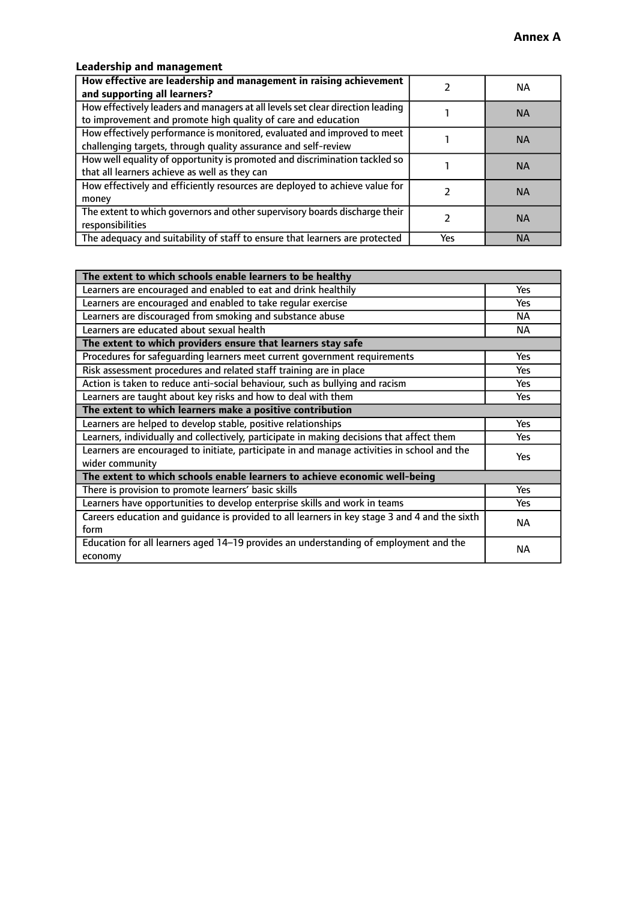**Annex A**

### Leadership and management

| | | |
|---|---|---|
| **How effective are leadership and management in raising achievement and supporting all learners?** | 2 | NA |
| How effectively leaders and managers at all levels set clear direction leading to improvement and promote high quality of care and education | 1 | NA |
| How effectively performance is monitored, evaluated and improved to meet challenging targets, through quality assurance and self-review | 1 | NA |
| How well equality of opportunity is promoted and discrimination tackled so that all learners achieve as well as they can | 1 | NA |
| How effectively and efficiently resources are deployed to achieve value for money | 2 | NA |
| The extent to which governors and other supervisory boards discharge their responsibilities | 2 | NA |
| The adequacy and suitability of staff to ensure that learners are protected | Yes | NA |

| | |
|---|---|
| **The extent to which schools enable learners to be healthy** | |
| Learners are encouraged and enabled to eat and drink healthily | Yes |
| Learners are encouraged and enabled to take regular exercise | Yes |
| Learners are discouraged from smoking and substance abuse | NA |
| Learners are educated about sexual health | NA |
| **The extent to which providers ensure that learners stay safe** | |
| Procedures for safeguarding learners meet current government requirements | Yes |
| Risk assessment procedures and related staff training are in place | Yes |
| Action is taken to reduce anti-social behaviour, such as bullying and racism | Yes |
| Learners are taught about key risks and how to deal with them | Yes |
| **The extent to which learners make a positive contribution** | |
| Learners are helped to develop stable, positive relationships | Yes |
| Learners, individually and collectively, participate in making decisions that affect them | Yes |
| Learners are encouraged to initiate, participate in and manage activities in school and the wider community | Yes |
| **The extent to which schools enable learners to achieve economic well-being** | |
| There is provision to promote learners' basic skills | Yes |
| Learners have opportunities to develop enterprise skills and work in teams | Yes |
| Careers education and guidance is provided to all learners in key stage 3 and 4 and the sixth form | NA |
| Education for all learners aged 14–19 provides an understanding of employment and the economy | NA |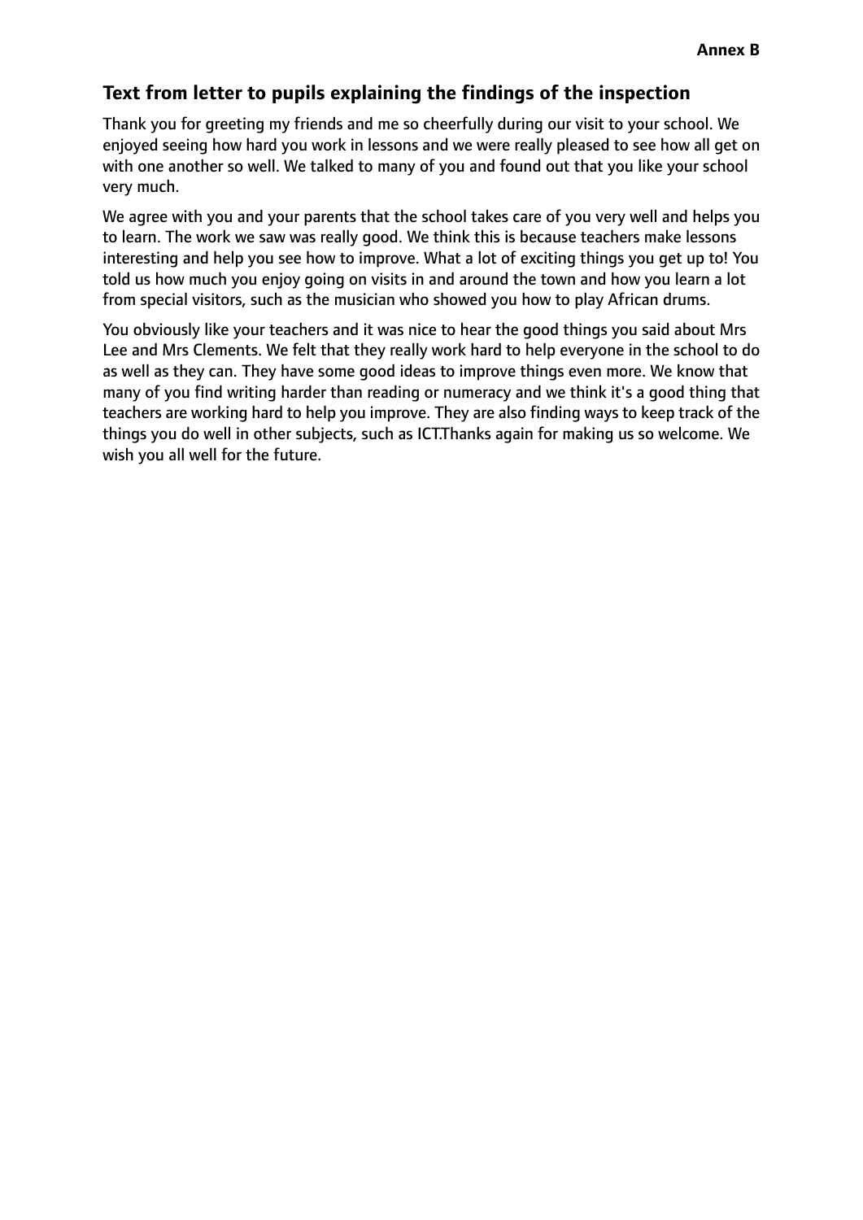Annex B

## Text from letter to pupils explaining the findings of the inspection

Thank you for greeting my friends and me so cheerfully during our visit to your school. We enjoyed seeing how hard you work in lessons and we were really pleased to see how all get on with one another so well. We talked to many of you and found out that you like your school very much.

We agree with you and your parents that the school takes care of you very well and helps you to learn. The work we saw was really good. We think this is because teachers make lessons interesting and help you see how to improve. What a lot of exciting things you get up to! You told us how much you enjoy going on visits in and around the town and how you learn a lot from special visitors, such as the musician who showed you how to play African drums.

You obviously like your teachers and it was nice to hear the good things you said about Mrs Lee and Mrs Clements. We felt that they really work hard to help everyone in the school to do as well as they can. They have some good ideas to improve things even more. We know that many of you find writing harder than reading or numeracy and we think it's a good thing that teachers are working hard to help you improve. They are also finding ways to keep track of the things you do well in other subjects, such as ICT.Thanks again for making us so welcome. We wish you all well for the future.